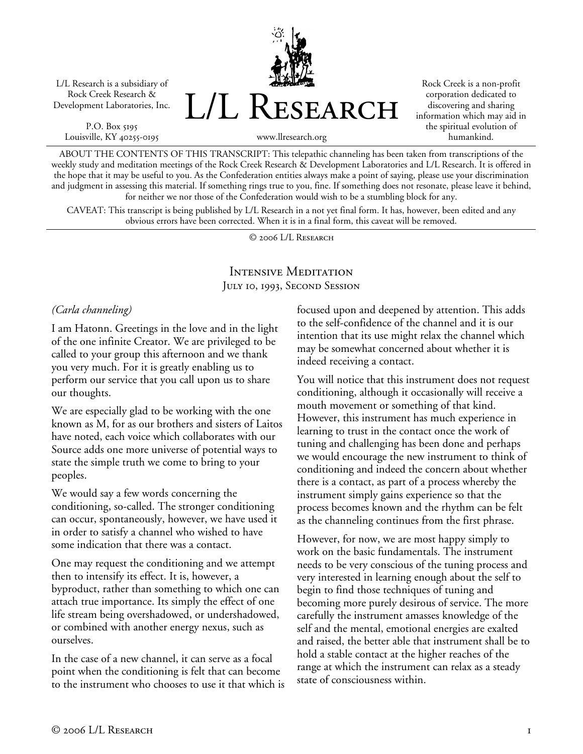L/L Research is a subsidiary of Rock Creek Research & Development Laboratories, Inc.

P.O. Box 5195
Louisville, KY 40255-0195

# L/L Research

www.llresearch.org

Rock Creek is a non-profit corporation dedicated to discovering and sharing information which may aid in the spiritual evolution of humankind.

ABOUT THE CONTENTS OF THIS TRANSCRIPT: This telepathic channeling has been taken from transcriptions of the weekly study and meditation meetings of the Rock Creek Research & Development Laboratories and L/L Research. It is offered in the hope that it may be useful to you. As the Confederation entities always make a point of saying, please use your discrimination and judgment in assessing this material. If something rings true to you, fine. If something does not resonate, please leave it behind, for neither we nor those of the Confederation would wish to be a stumbling block for any.

CAVEAT: This transcript is being published by L/L Research in a not yet final form. It has, however, been edited and any obvious errors have been corrected. When it is in a final form, this caveat will be removed.

© 2006 L/L Research

## Intensive Meditation
### July 10, 1993, Second Session

*(Carla channeling)*

I am Hatonn. Greetings in the love and in the light of the one infinite Creator. We are privileged to be called to your group this afternoon and we thank you very much. For it is greatly enabling us to perform our service that you call upon us to share our thoughts.

We are especially glad to be working with the one known as M, for as our brothers and sisters of Laitos have noted, each voice which collaborates with our Source adds one more universe of potential ways to state the simple truth we come to bring to your peoples.

We would say a few words concerning the conditioning, so-called. The stronger conditioning can occur, spontaneously, however, we have used it in order to satisfy a channel who wished to have some indication that there was a contact.

One may request the conditioning and we attempt then to intensify its effect. It is, however, a byproduct, rather than something to which one can attach true importance. Its simply the effect of one life stream being overshadowed, or undershadowed, or combined with another energy nexus, such as ourselves.

In the case of a new channel, it can serve as a focal point when the conditioning is felt that can become to the instrument who chooses to use it that which is focused upon and deepened by attention. This adds to the self-confidence of the channel and it is our intention that its use might relax the channel which may be somewhat concerned about whether it is indeed receiving a contact.

You will notice that this instrument does not request conditioning, although it occasionally will receive a mouth movement or something of that kind. However, this instrument has much experience in learning to trust in the contact once the work of tuning and challenging has been done and perhaps we would encourage the new instrument to think of conditioning and indeed the concern about whether there is a contact, as part of a process whereby the instrument simply gains experience so that the process becomes known and the rhythm can be felt as the channeling continues from the first phrase.

However, for now, we are most happy simply to work on the basic fundamentals. The instrument needs to be very conscious of the tuning process and very interested in learning enough about the self to begin to find those techniques of tuning and becoming more purely desirous of service. The more carefully the instrument amasses knowledge of the self and the mental, emotional energies are exalted and raised, the better able that instrument shall be to hold a stable contact at the higher reaches of the range at which the instrument can relax as a steady state of consciousness within.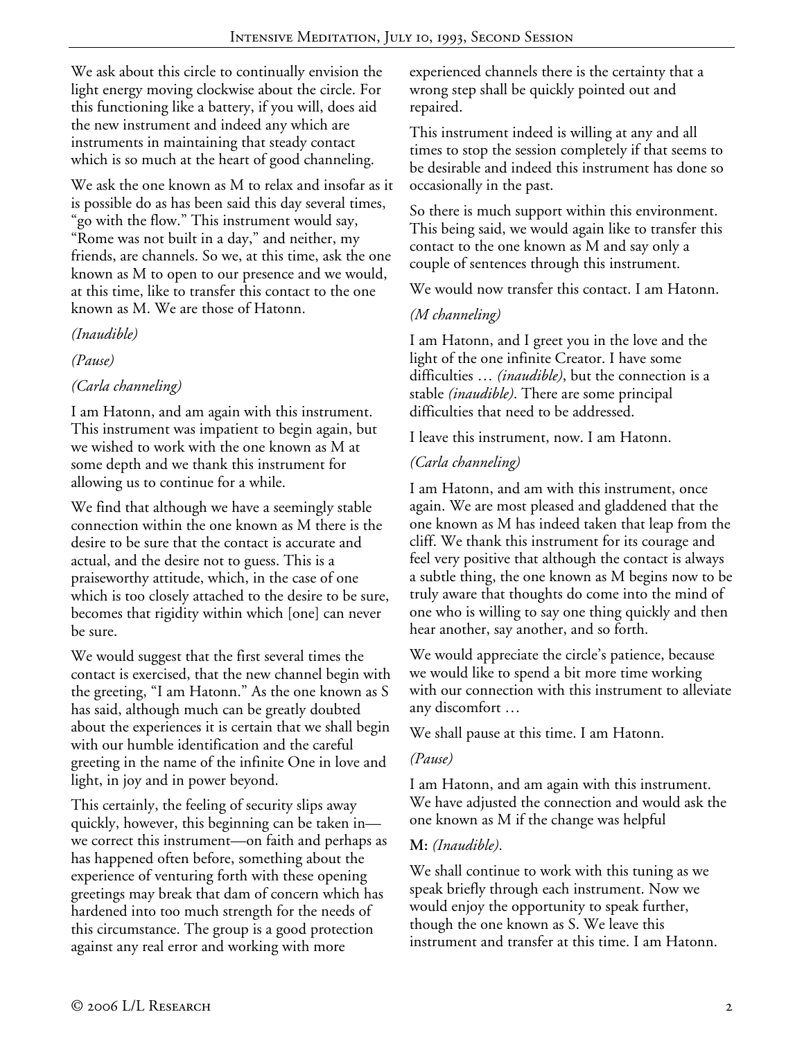We ask about this circle to continually envision the light energy moving clockwise about the circle. For this functioning like a battery, if you will, does aid the new instrument and indeed any which are instruments in maintaining that steady contact which is so much at the heart of good channeling.

We ask the one known as M to relax and insofar as it is possible do as has been said this day several times, "go with the flow." This instrument would say, "Rome was not built in a day," and neither, my friends, are channels. So we, at this time, ask the one known as M to open to our presence and we would, at this time, like to transfer this contact to the one known as M. We are those of Hatonn.

*(Inaudible)*

*(Pause)*

*(Carla channeling)*

I am Hatonn, and am again with this instrument. This instrument was impatient to begin again, but we wished to work with the one known as M at some depth and we thank this instrument for allowing us to continue for a while.

We find that although we have a seemingly stable connection within the one known as M there is the desire to be sure that the contact is accurate and actual, and the desire not to guess. This is a praiseworthy attitude, which, in the case of one which is too closely attached to the desire to be sure, becomes that rigidity within which [one] can never be sure.

We would suggest that the first several times the contact is exercised, that the new channel begin with the greeting, "I am Hatonn." As the one known as S has said, although much can be greatly doubted about the experiences it is certain that we shall begin with our humble identification and the careful greeting in the name of the infinite One in love and light, in joy and in power beyond.

This certainly, the feeling of security slips away quickly, however, this beginning can be taken in—we correct this instrument—on faith and perhaps as has happened often before, something about the experience of venturing forth with these opening greetings may break that dam of concern which has hardened into too much strength for the needs of this circumstance. The group is a good protection against any real error and working with more experienced channels there is the certainty that a wrong step shall be quickly pointed out and repaired.

This instrument indeed is willing at any and all times to stop the session completely if that seems to be desirable and indeed this instrument has done so occasionally in the past.

So there is much support within this environment. This being said, we would again like to transfer this contact to the one known as M and say only a couple of sentences through this instrument.

We would now transfer this contact. I am Hatonn.

*(M channeling)*

I am Hatonn, and I greet you in the love and the light of the one infinite Creator. I have some difficulties … *(inaudible)*, but the connection is a stable *(inaudible)*. There are some principal difficulties that need to be addressed.

I leave this instrument, now. I am Hatonn.

*(Carla channeling)*

I am Hatonn, and am with this instrument, once again. We are most pleased and gladdened that the one known as M has indeed taken that leap from the cliff. We thank this instrument for its courage and feel very positive that although the contact is always a subtle thing, the one known as M begins now to be truly aware that thoughts do come into the mind of one who is willing to say one thing quickly and then hear another, say another, and so forth.

We would appreciate the circle's patience, because we would like to spend a bit more time working with our connection with this instrument to alleviate any discomfort …

We shall pause at this time. I am Hatonn.

*(Pause)*

I am Hatonn, and am again with this instrument. We have adjusted the connection and would ask the one known as M if the change was helpful

**M:** *(Inaudible).*

We shall continue to work with this tuning as we speak briefly through each instrument. Now we would enjoy the opportunity to speak further, though the one known as S. We leave this instrument and transfer at this time. I am Hatonn.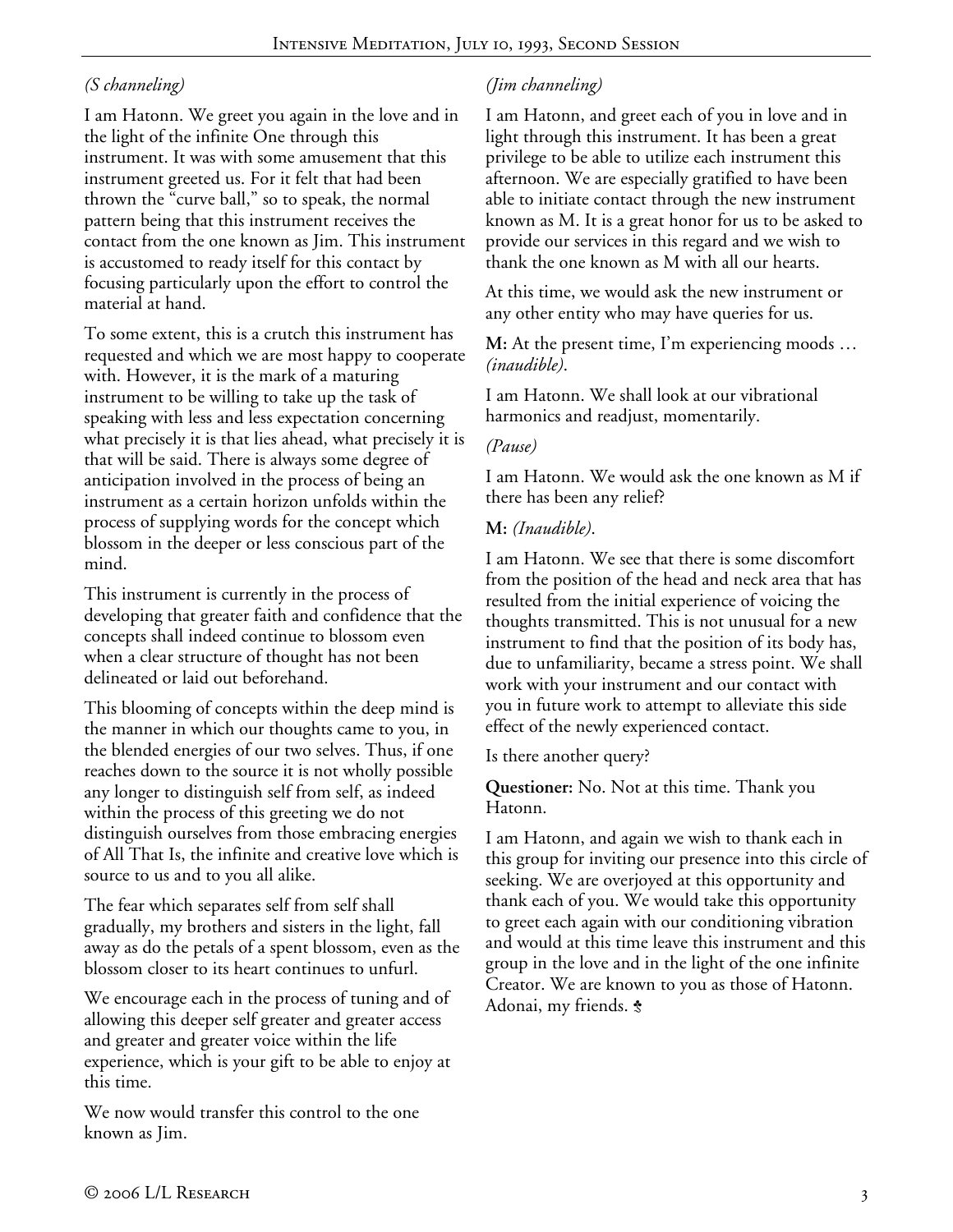*(S channeling)*

I am Hatonn. We greet you again in the love and in the light of the infinite One through this instrument. It was with some amusement that this instrument greeted us. For it felt that had been thrown the "curve ball," so to speak, the normal pattern being that this instrument receives the contact from the one known as Jim. This instrument is accustomed to ready itself for this contact by focusing particularly upon the effort to control the material at hand.

To some extent, this is a crutch this instrument has requested and which we are most happy to cooperate with. However, it is the mark of a maturing instrument to be willing to take up the task of speaking with less and less expectation concerning what precisely it is that lies ahead, what precisely it is that will be said. There is always some degree of anticipation involved in the process of being an instrument as a certain horizon unfolds within the process of supplying words for the concept which blossom in the deeper or less conscious part of the mind.

This instrument is currently in the process of developing that greater faith and confidence that the concepts shall indeed continue to blossom even when a clear structure of thought has not been delineated or laid out beforehand.

This blooming of concepts within the deep mind is the manner in which our thoughts came to you, in the blended energies of our two selves. Thus, if one reaches down to the source it is not wholly possible any longer to distinguish self from self, as indeed within the process of this greeting we do not distinguish ourselves from those embracing energies of All That Is, the infinite and creative love which is source to us and to you all alike.

The fear which separates self from self shall gradually, my brothers and sisters in the light, fall away as do the petals of a spent blossom, even as the blossom closer to its heart continues to unfurl.

We encourage each in the process of tuning and of allowing this deeper self greater and greater access and greater and greater voice within the life experience, which is your gift to be able to enjoy at this time.

We now would transfer this control to the one known as Jim.

*(Jim channeling)*

I am Hatonn, and greet each of you in love and in light through this instrument. It has been a great privilege to be able to utilize each instrument this afternoon. We are especially gratified to have been able to initiate contact through the new instrument known as M. It is a great honor for us to be asked to provide our services in this regard and we wish to thank the one known as M with all our hearts.

At this time, we would ask the new instrument or any other entity who may have queries for us.

**M:** At the present time, I'm experiencing moods … *(inaudible)*.

I am Hatonn. We shall look at our vibrational harmonics and readjust, momentarily.

*(Pause)*

I am Hatonn. We would ask the one known as M if there has been any relief?

**M:** *(Inaudible)*.

I am Hatonn. We see that there is some discomfort from the position of the head and neck area that has resulted from the initial experience of voicing the thoughts transmitted. This is not unusual for a new instrument to find that the position of its body has, due to unfamiliarity, became a stress point. We shall work with your instrument and our contact with you in future work to attempt to alleviate this side effect of the newly experienced contact.

Is there another query?

**Questioner:** No. Not at this time. Thank you Hatonn.

I am Hatonn, and again we wish to thank each in this group for inviting our presence into this circle of seeking. We are overjoyed at this opportunity and thank each of you. We would take this opportunity to greet each again with our conditioning vibration and would at this time leave this instrument and this group in the love and in the light of the one infinite Creator. We are known to you as those of Hatonn. Adonai, my friends.